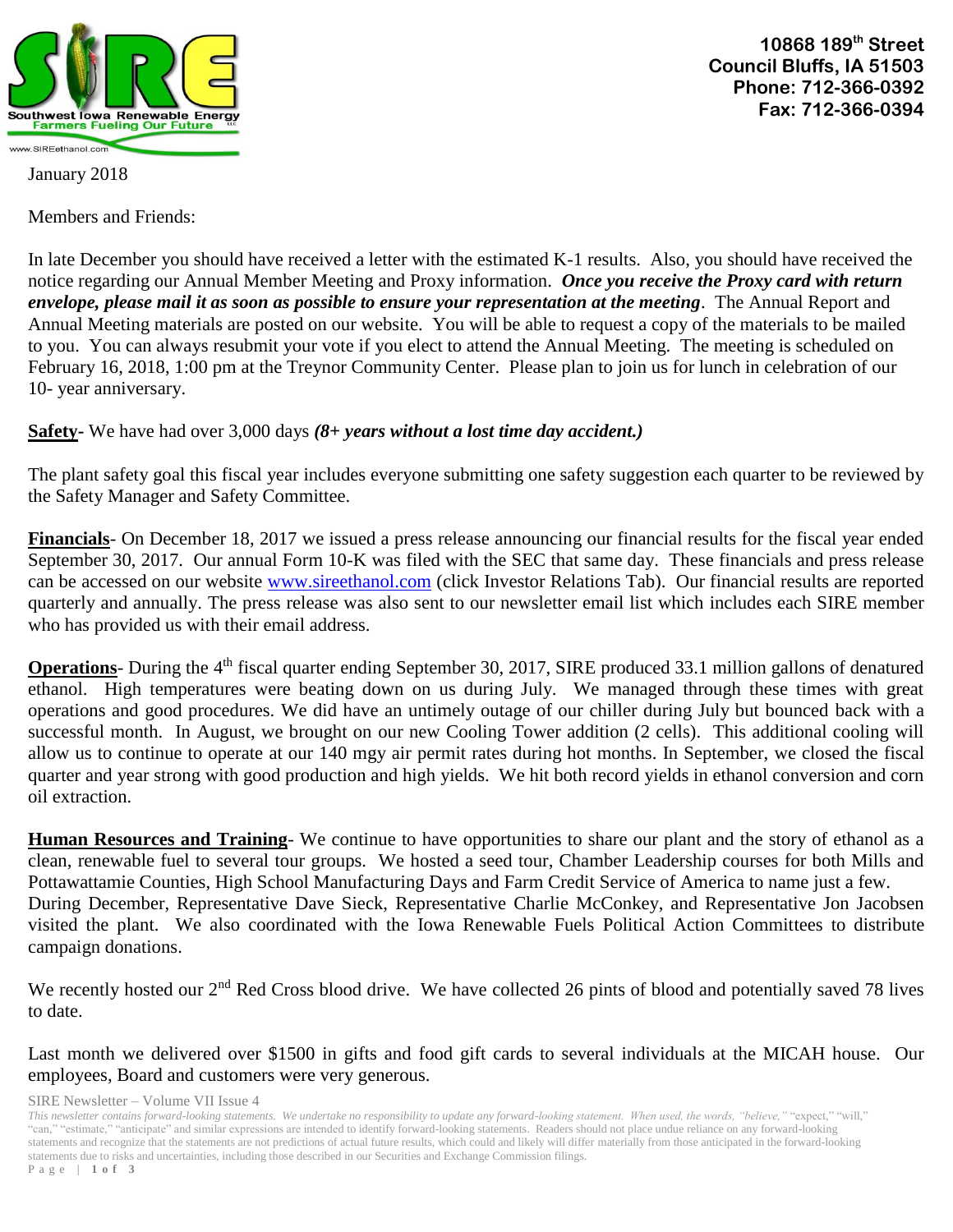10868 189th Street
Council Bluffs, IA 51503
Phone: 712-366-0392
Fax: 712-366-0394

January 2018

Members and Friends:

In late December you should have received a letter with the estimated K-1 results. Also, you should have received the notice regarding our Annual Member Meeting and Proxy information. ***Once you receive the Proxy card with return envelope, please mail it as soon as possible to ensure your representation at the meeting***. The Annual Report and Annual Meeting materials are posted on our website. You will be able to request a copy of the materials to be mailed to you. You can always resubmit your vote if you elect to attend the Annual Meeting. The meeting is scheduled on February 16, 2018, 1:00 pm at the Treynor Community Center. Please plan to join us for lunch in celebration of our 10- year anniversary.

**Safety-** We have had over 3,000 days ***(8+ years without a lost time day accident.)***

The plant safety goal this fiscal year includes everyone submitting one safety suggestion each quarter to be reviewed by the Safety Manager and Safety Committee.

**Financials**- On December 18, 2017 we issued a press release announcing our financial results for the fiscal year ended September 30, 2017. Our annual Form 10-K was filed with the SEC that same day. These financials and press release can be accessed on our website www.sireethanol.com (click Investor Relations Tab). Our financial results are reported quarterly and annually. The press release was also sent to our newsletter email list which includes each SIRE member who has provided us with their email address.

**Operations**- During the 4th fiscal quarter ending September 30, 2017, SIRE produced 33.1 million gallons of denatured ethanol. High temperatures were beating down on us during July. We managed through these times with great operations and good procedures. We did have an untimely outage of our chiller during July but bounced back with a successful month. In August, we brought on our new Cooling Tower addition (2 cells). This additional cooling will allow us to continue to operate at our 140 mgy air permit rates during hot months. In September, we closed the fiscal quarter and year strong with good production and high yields. We hit both record yields in ethanol conversion and corn oil extraction.

**Human Resources and Training**- We continue to have opportunities to share our plant and the story of ethanol as a clean, renewable fuel to several tour groups. We hosted a seed tour, Chamber Leadership courses for both Mills and Pottawattamie Counties, High School Manufacturing Days and Farm Credit Service of America to name just a few.
During December, Representative Dave Sieck, Representative Charlie McConkey, and Representative Jon Jacobsen visited the plant. We also coordinated with the Iowa Renewable Fuels Political Action Committees to distribute campaign donations.

We recently hosted our 2nd Red Cross blood drive. We have collected 26 pints of blood and potentially saved 78 lives to date.

Last month we delivered over $1500 in gifts and food gift cards to several individuals at the MICAH house. Our employees, Board and customers were very generous.

*This newsletter contains forward-looking statements. We undertake no responsibility to update any forward-looking statement. When used, the words, "believe," "expect," "will," "can," "estimate," "anticipate" and similar expressions are intended to identify forward-looking statements. Readers should not place undue reliance on any forward-looking statements and recognize that the statements are not predictions of actual future results, which could and likely will differ materially from those anticipated in the forward-looking statements due to risks and uncertainties, including those described in our Securities and Exchange Commission filings.*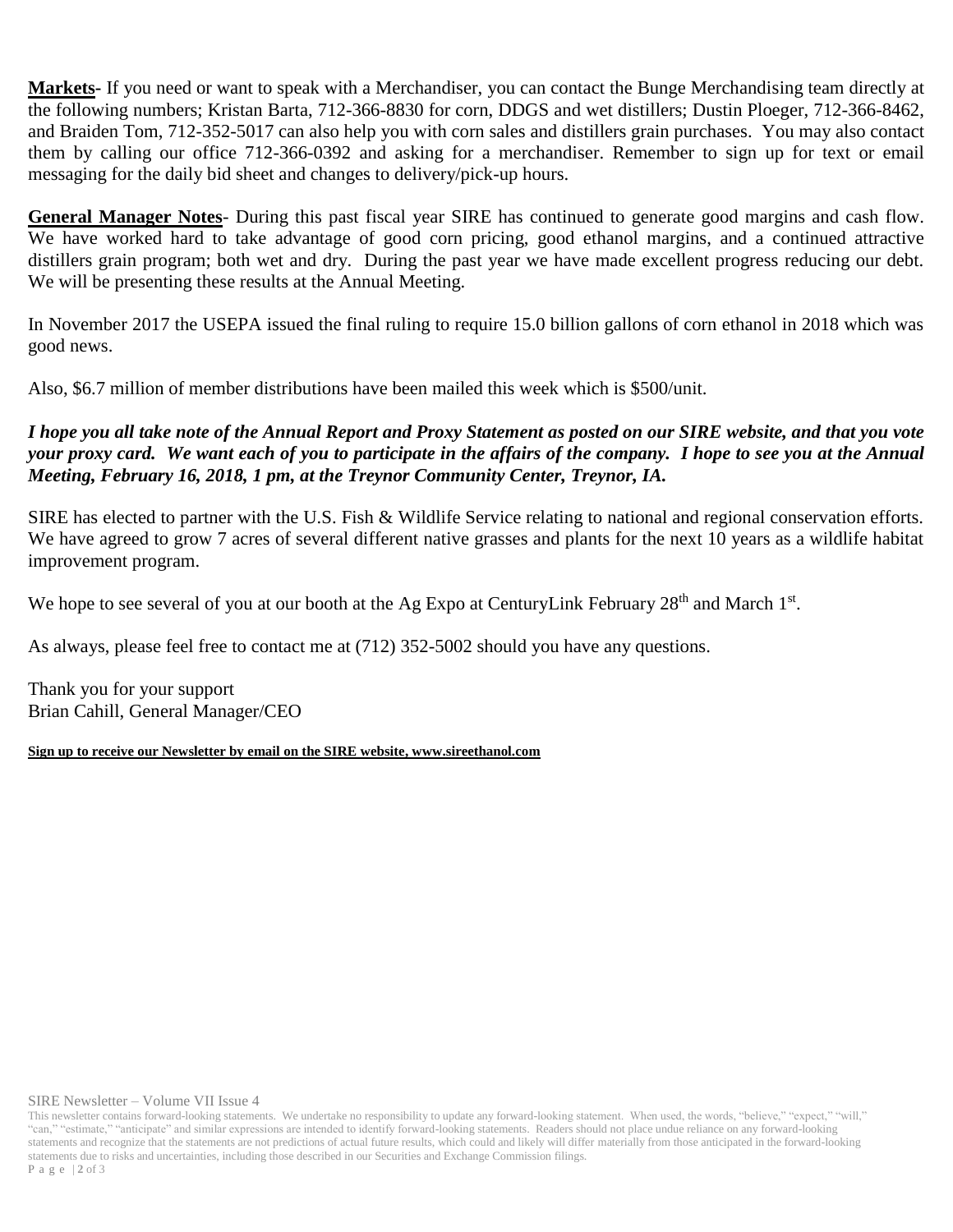**Markets-** If you need or want to speak with a Merchandiser, you can contact the Bunge Merchandising team directly at the following numbers; Kristan Barta, 712-366-8830 for corn, DDGS and wet distillers; Dustin Ploeger, 712-366-8462, and Braiden Tom, 712-352-5017 can also help you with corn sales and distillers grain purchases. You may also contact them by calling our office 712-366-0392 and asking for a merchandiser. Remember to sign up for text or email messaging for the daily bid sheet and changes to delivery/pick-up hours.

**General Manager Notes**- During this past fiscal year SIRE has continued to generate good margins and cash flow. We have worked hard to take advantage of good corn pricing, good ethanol margins, and a continued attractive distillers grain program; both wet and dry. During the past year we have made excellent progress reducing our debt. We will be presenting these results at the Annual Meeting.

In November 2017 the USEPA issued the final ruling to require 15.0 billion gallons of corn ethanol in 2018 which was good news.

Also, $6.7 million of member distributions have been mailed this week which is $500/unit.

***I hope you all take note of the Annual Report and Proxy Statement as posted on our SIRE website, and that you vote your proxy card. We want each of you to participate in the affairs of the company. I hope to see you at the Annual Meeting, February 16, 2018, 1 pm, at the Treynor Community Center, Treynor, IA.***

SIRE has elected to partner with the U.S. Fish & Wildlife Service relating to national and regional conservation efforts. We have agreed to grow 7 acres of several different native grasses and plants for the next 10 years as a wildlife habitat improvement program.

We hope to see several of you at our booth at the Ag Expo at CenturyLink February 28th and March 1st.

As always, please feel free to contact me at (712) 352-5002 should you have any questions.

Thank you for your support
Brian Cahill, General Manager/CEO

**Sign up to receive our Newsletter by email on the SIRE website, www.sireethanol.com**

This newsletter contains forward-looking statements. We undertake no responsibility to update any forward-looking statement. When used, the words, "believe," "expect," "will," "can," "estimate," "anticipate" and similar expressions are intended to identify forward-looking statements. Readers should not place undue reliance on any forward-looking statements and recognize that the statements are not predictions of actual future results, which could and likely will differ materially from those anticipated in the forward-looking statements due to risks and uncertainties, including those described in our Securities and Exchange Commission filings.